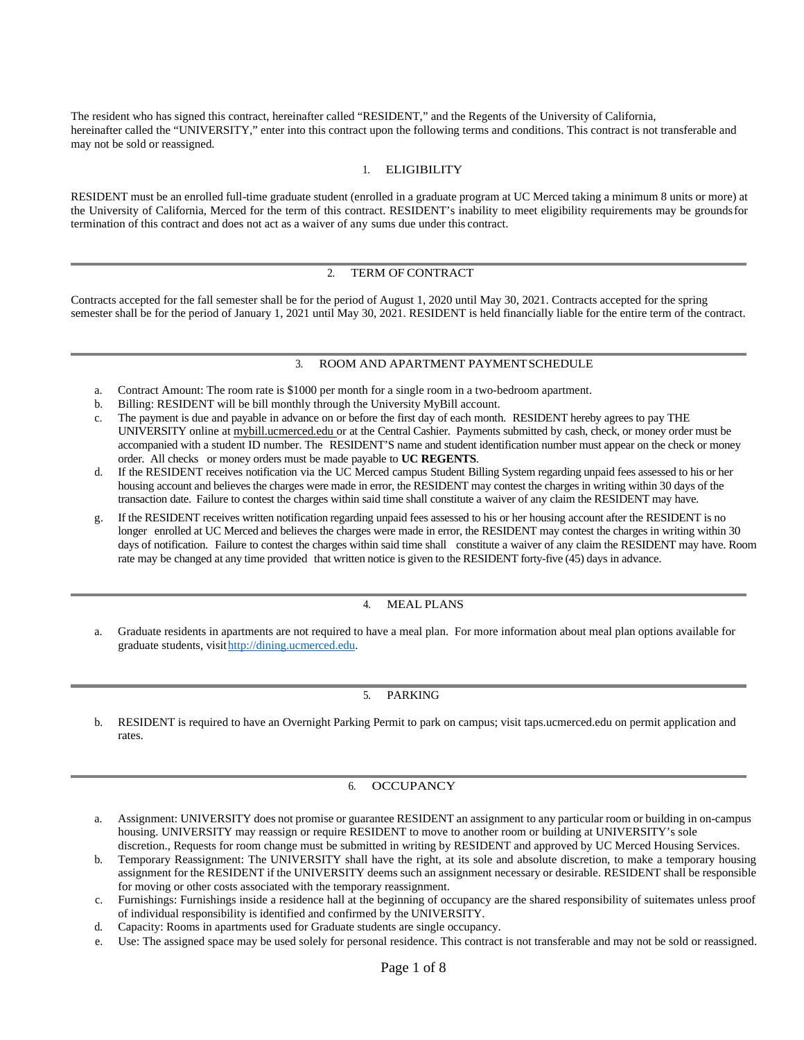The resident who has signed this contract, hereinafter called "RESIDENT," and the Regents of the University of California, hereinafter called the "UNIVERSITY," enter into this contract upon the following terms and conditions. This contract is not transferable and may not be sold or reassigned.

## 1. ELIGIBILITY

RESIDENT must be an enrolled full-time graduate student (enrolled in a graduate program at UC Merced taking a minimum 8 units or more) at the University of California, Merced for the term of this contract. RESIDENT's inability to meet eligibility requirements may be grounds for termination of this contract and does not act as a waiver of any sums due under this contract.

## 2. TERM OF CONTRACT

Contracts accepted for the fall semester shall be for the period of August 1, 2020 until May 30, 2021. Contracts accepted for the spring semester shall be for the period of January 1, 2021 until May 30, 2021. RESIDENT is held financially liable for the entire term of the contract.

## 3. ROOM AND APARTMENT PAYMENT SCHEDULE

a. Contract Amount: The room rate is $1000 per month for a single room in a two-bedroom apartment.

b. Billing: RESIDENT will be bill monthly through the University MyBill account.

c. The payment is due and payable in advance on or before the first day of each month. RESIDENT hereby agrees to pay THE UNIVERSITY online at mybill.ucmerced.edu or at the Central Cashier. Payments submitted by cash, check, or money order must be accompanied with a student ID number. The RESIDENT'S name and student identification number must appear on the check or money order. All checks or money orders must be made payable to **UC REGENTS**.

d. If the RESIDENT receives notification via the UC Merced campus Student Billing System regarding unpaid fees assessed to his or her housing account and believes the charges were made in error, the RESIDENT may contest the charges in writing within 30 days of the transaction date. Failure to contest the charges within said time shall constitute a waiver of any claim the RESIDENT may have.

g. If the RESIDENT receives written notification regarding unpaid fees assessed to his or her housing account after the RESIDENT is no longer enrolled at UC Merced and believes the charges were made in error, the RESIDENT may contest the charges in writing within 30 days of notification. Failure to contest the charges within said time shall constitute a waiver of any claim the RESIDENT may have. Room rate may be changed at any time provided that written notice is given to the RESIDENT forty-five (45) days in advance.

## 4. MEAL PLANS

a. Graduate residents in apartments are not required to have a meal plan. For more information about meal plan options available for graduate students, visit http://dining.ucmerced.edu.

## 5. PARKING

b. RESIDENT is required to have an Overnight Parking Permit to park on campus; visit taps.ucmerced.edu on permit application and rates.

## 6. OCCUPANCY

a. Assignment: UNIVERSITY does not promise or guarantee RESIDENT an assignment to any particular room or building in on-campus housing. UNIVERSITY may reassign or require RESIDENT to move to another room or building at UNIVERSITY's sole discretion., Requests for room change must be submitted in writing by RESIDENT and approved by UC Merced Housing Services.

b. Temporary Reassignment: The UNIVERSITY shall have the right, at its sole and absolute discretion, to make a temporary housing assignment for the RESIDENT if the UNIVERSITY deems such an assignment necessary or desirable. RESIDENT shall be responsible for moving or other costs associated with the temporary reassignment.

c. Furnishings: Furnishings inside a residence hall at the beginning of occupancy are the shared responsibility of suitemates unless proof of individual responsibility is identified and confirmed by the UNIVERSITY.

d. Capacity: Rooms in apartments used for Graduate students are single occupancy.

e. Use: The assigned space may be used solely for personal residence. This contract is not transferable and may not be sold or reassigned.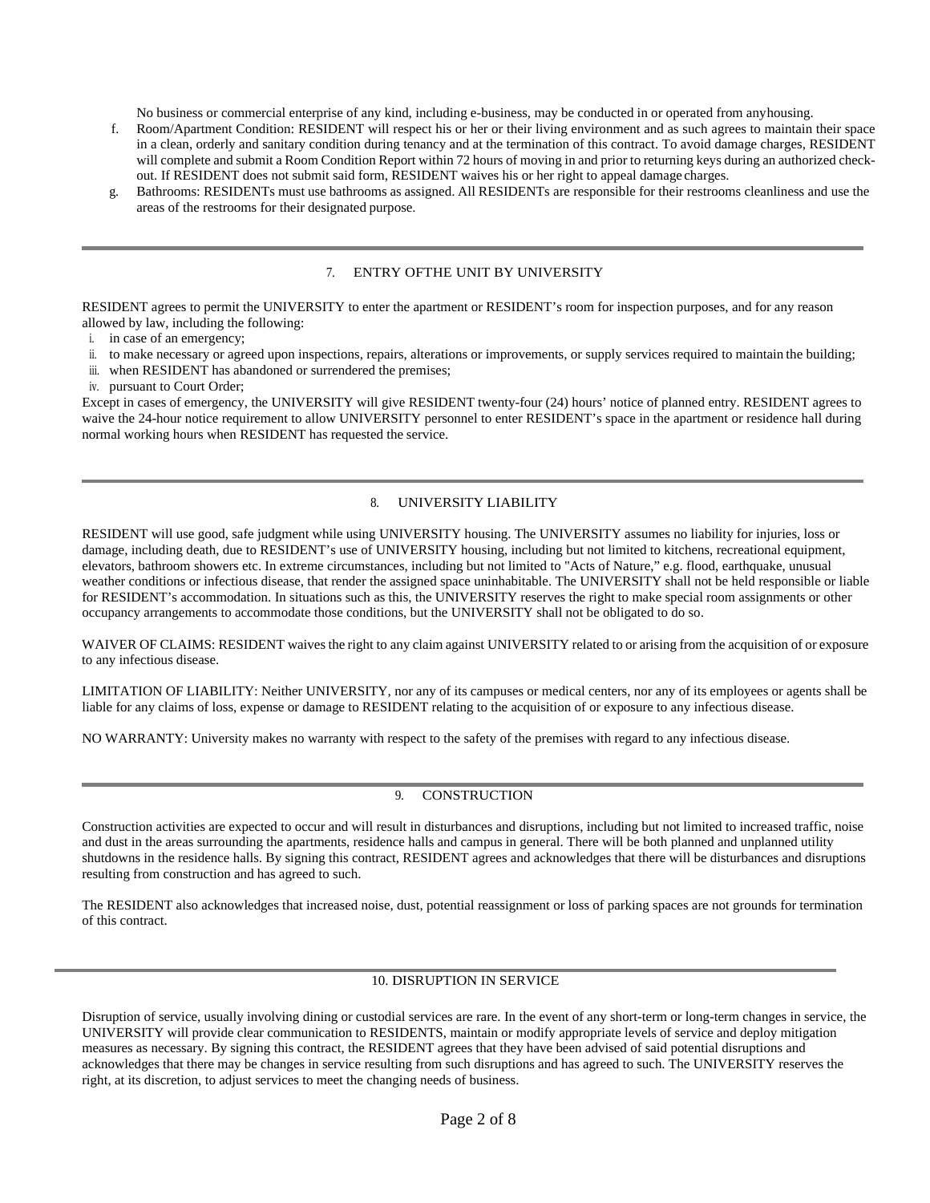No business or commercial enterprise of any kind, including e-business, may be conducted in or operated from anyhousing.

f. Room/Apartment Condition: RESIDENT will respect his or her or their living environment and as such agrees to maintain their space in a clean, orderly and sanitary condition during tenancy and at the termination of this contract. To avoid damage charges, RESIDENT will complete and submit a Room Condition Report within 72 hours of moving in and prior to returning keys during an authorized check-out. If RESIDENT does not submit said form, RESIDENT waives his or her right to appeal damage charges.

g. Bathrooms: RESIDENTs must use bathrooms as assigned. All RESIDENTs are responsible for their restrooms cleanliness and use the areas of the restrooms for their designated purpose.

## 7. ENTRY OFTHE UNIT BY UNIVERSITY

RESIDENT agrees to permit the UNIVERSITY to enter the apartment or RESIDENT's room for inspection purposes, and for any reason allowed by law, including the following:

i. in case of an emergency;
ii. to make necessary or agreed upon inspections, repairs, alterations or improvements, or supply services required to maintain the building;
iii. when RESIDENT has abandoned or surrendered the premises;
iv. pursuant to Court Order;

Except in cases of emergency, the UNIVERSITY will give RESIDENT twenty-four (24) hours' notice of planned entry. RESIDENT agrees to waive the 24-hour notice requirement to allow UNIVERSITY personnel to enter RESIDENT's space in the apartment or residence hall during normal working hours when RESIDENT has requested the service.

## 8. UNIVERSITY LIABILITY

RESIDENT will use good, safe judgment while using UNIVERSITY housing. The UNIVERSITY assumes no liability for injuries, loss or damage, including death, due to RESIDENT's use of UNIVERSITY housing, including but not limited to kitchens, recreational equipment, elevators, bathroom showers etc. In extreme circumstances, including but not limited to "Acts of Nature," e.g. flood, earthquake, unusual weather conditions or infectious disease, that render the assigned space uninhabitable. The UNIVERSITY shall not be held responsible or liable for RESIDENT's accommodation. In situations such as this, the UNIVERSITY reserves the right to make special room assignments or other occupancy arrangements to accommodate those conditions, but the UNIVERSITY shall not be obligated to do so.

WAIVER OF CLAIMS: RESIDENT waives the right to any claim against UNIVERSITY related to or arising from the acquisition of or exposure to any infectious disease.

LIMITATION OF LIABILITY: Neither UNIVERSITY, nor any of its campuses or medical centers, nor any of its employees or agents shall be liable for any claims of loss, expense or damage to RESIDENT relating to the acquisition of or exposure to any infectious disease.

NO WARRANTY: University makes no warranty with respect to the safety of the premises with regard to any infectious disease.

## 9. CONSTRUCTION

Construction activities are expected to occur and will result in disturbances and disruptions, including but not limited to increased traffic, noise and dust in the areas surrounding the apartments, residence halls and campus in general. There will be both planned and unplanned utility shutdowns in the residence halls. By signing this contract, RESIDENT agrees and acknowledges that there will be disturbances and disruptions resulting from construction and has agreed to such.

The RESIDENT also acknowledges that increased noise, dust, potential reassignment or loss of parking spaces are not grounds for termination of this contract.

## 10. DISRUPTION IN SERVICE

Disruption of service, usually involving dining or custodial services are rare. In the event of any short-term or long-term changes in service, the UNIVERSITY will provide clear communication to RESIDENTS, maintain or modify appropriate levels of service and deploy mitigation measures as necessary. By signing this contract, the RESIDENT agrees that they have been advised of said potential disruptions and acknowledges that there may be changes in service resulting from such disruptions and has agreed to such. The UNIVERSITY reserves the right, at its discretion, to adjust services to meet the changing needs of business.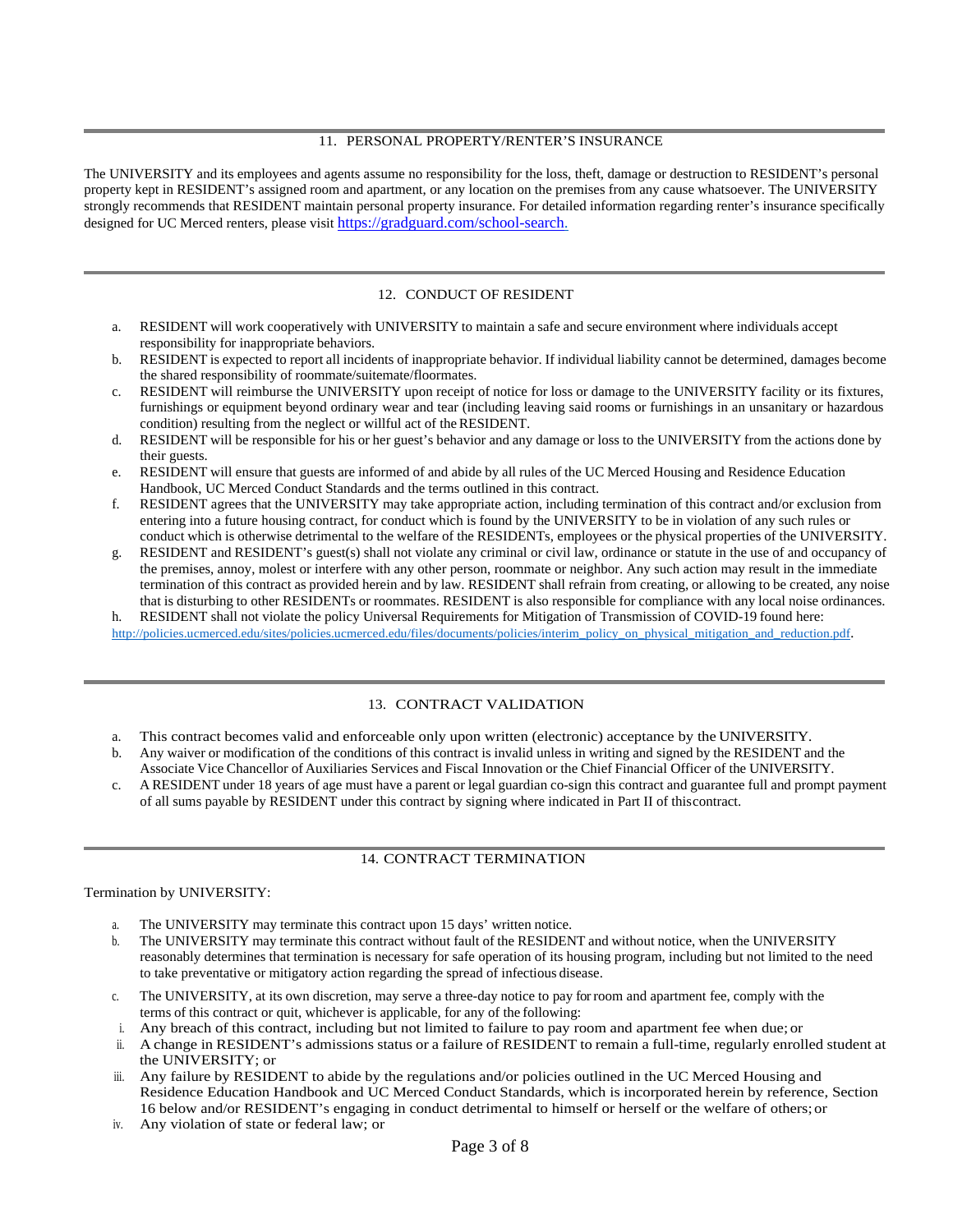## 11. PERSONAL PROPERTY/RENTER'S INSURANCE

The UNIVERSITY and its employees and agents assume no responsibility for the loss, theft, damage or destruction to RESIDENT's personal property kept in RESIDENT's assigned room and apartment, or any location on the premises from any cause whatsoever. The UNIVERSITY strongly recommends that RESIDENT maintain personal property insurance. For detailed information regarding renter's insurance specifically designed for UC Merced renters, please visit https://gradguard.com/school-search.

## 12. CONDUCT OF RESIDENT

a. RESIDENT will work cooperatively with UNIVERSITY to maintain a safe and secure environment where individuals accept responsibility for inappropriate behaviors.
b. RESIDENT is expected to report all incidents of inappropriate behavior. If individual liability cannot be determined, damages become the shared responsibility of roommate/suitemate/floormates.
c. RESIDENT will reimburse the UNIVERSITY upon receipt of notice for loss or damage to the UNIVERSITY facility or its fixtures, furnishings or equipment beyond ordinary wear and tear (including leaving said rooms or furnishings in an unsanitary or hazardous condition) resulting from the neglect or willful act of the RESIDENT.
d. RESIDENT will be responsible for his or her guest's behavior and any damage or loss to the UNIVERSITY from the actions done by their guests.
e. RESIDENT will ensure that guests are informed of and abide by all rules of the UC Merced Housing and Residence Education Handbook, UC Merced Conduct Standards and the terms outlined in this contract.
f. RESIDENT agrees that the UNIVERSITY may take appropriate action, including termination of this contract and/or exclusion from entering into a future housing contract, for conduct which is found by the UNIVERSITY to be in violation of any such rules or conduct which is otherwise detrimental to the welfare of the RESIDENTs, employees or the physical properties of the UNIVERSITY.
g. RESIDENT and RESIDENT's guest(s) shall not violate any criminal or civil law, ordinance or statute in the use of and occupancy of the premises, annoy, molest or interfere with any other person, roommate or neighbor. Any such action may result in the immediate termination of this contract as provided herein and by law. RESIDENT shall refrain from creating, or allowing to be created, any noise that is disturbing to other RESIDENTs or roommates. RESIDENT is also responsible for compliance with any local noise ordinances.
h. RESIDENT shall not violate the policy Universal Requirements for Mitigation of Transmission of COVID-19 found here: http://policies.ucmerced.edu/sites/policies.ucmerced.edu/files/documents/policies/interim_policy_on_physical_mitigation_and_reduction.pdf.

## 13. CONTRACT VALIDATION

a. This contract becomes valid and enforceable only upon written (electronic) acceptance by the UNIVERSITY.
b. Any waiver or modification of the conditions of this contract is invalid unless in writing and signed by the RESIDENT and the Associate Vice Chancellor of Auxiliaries Services and Fiscal Innovation or the Chief Financial Officer of the UNIVERSITY.
c. A RESIDENT under 18 years of age must have a parent or legal guardian co-sign this contract and guarantee full and prompt payment of all sums payable by RESIDENT under this contract by signing where indicated in Part II of this contract.

## 14. CONTRACT TERMINATION

Termination by UNIVERSITY:

a. The UNIVERSITY may terminate this contract upon 15 days' written notice.
b. The UNIVERSITY may terminate this contract without fault of the RESIDENT and without notice, when the UNIVERSITY reasonably determines that termination is necessary for safe operation of its housing program, including but not limited to the need to take preventative or mitigatory action regarding the spread of infectious disease.
c. The UNIVERSITY, at its own discretion, may serve a three-day notice to pay for room and apartment fee, comply with the terms of this contract or quit, whichever is applicable, for any of the following:
   i. Any breach of this contract, including but not limited to failure to pay room and apartment fee when due; or
   ii. A change in RESIDENT's admissions status or a failure of RESIDENT to remain a full-time, regularly enrolled student at the UNIVERSITY; or
   iii. Any failure by RESIDENT to abide by the regulations and/or policies outlined in the UC Merced Housing and Residence Education Handbook and UC Merced Conduct Standards, which is incorporated herein by reference, Section 16 below and/or RESIDENT's engaging in conduct detrimental to himself or herself or the welfare of others; or
   iv. Any violation of state or federal law; or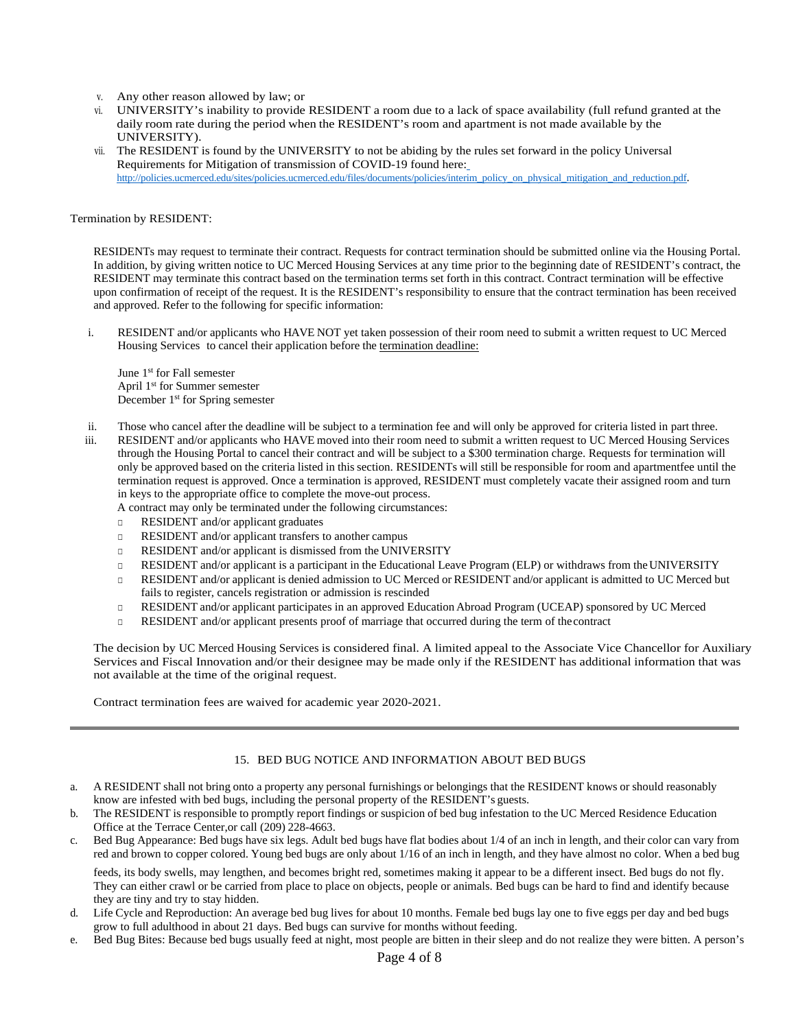v. Any other reason allowed by law; or

vi. UNIVERSITY's inability to provide RESIDENT a room due to a lack of space availability (full refund granted at the daily room rate during the period when the RESIDENT's room and apartment is not made available by the UNIVERSITY).

vii. The RESIDENT is found by the UNIVERSITY to not be abiding by the rules set forward in the policy Universal Requirements for Mitigation of transmission of COVID-19 found here: http://policies.ucmerced.edu/sites/policies.ucmerced.edu/files/documents/policies/interim_policy_on_physical_mitigation_and_reduction.pdf.

Termination by RESIDENT:

RESIDENTs may request to terminate their contract. Requests for contract termination should be submitted online via the Housing Portal. In addition, by giving written notice to UC Merced Housing Services at any time prior to the beginning date of RESIDENT's contract, the RESIDENT may terminate this contract based on the termination terms set forth in this contract. Contract termination will be effective upon confirmation of receipt of the request. It is the RESIDENT's responsibility to ensure that the contract termination has been received and approved. Refer to the following for specific information:

i. RESIDENT and/or applicants who HAVE NOT yet taken possession of their room need to submit a written request to UC Merced Housing Services to cancel their application before the termination deadline:

   June 1st for Fall semester
   April 1st for Summer semester
   December 1st for Spring semester

ii. Those who cancel after the deadline will be subject to a termination fee and will only be approved for criteria listed in part three.

iii. RESIDENT and/or applicants who HAVE moved into their room need to submit a written request to UC Merced Housing Services through the Housing Portal to cancel their contract and will be subject to a $300 termination charge. Requests for termination will only be approved based on the criteria listed in this section. RESIDENTs will still be responsible for room and apartmentfee until the termination request is approved. Once a termination is approved, RESIDENT must completely vacate their assigned room and turn in keys to the appropriate office to complete the move-out process.
   A contract may only be terminated under the following circumstances:
   - RESIDENT and/or applicant graduates
   - RESIDENT and/or applicant transfers to another campus
   - RESIDENT and/or applicant is dismissed from the UNIVERSITY
   - RESIDENT and/or applicant is a participant in the Educational Leave Program (ELP) or withdraws from the UNIVERSITY
   - RESIDENT and/or applicant is denied admission to UC Merced or RESIDENT and/or applicant is admitted to UC Merced but fails to register, cancels registration or admission is rescinded
   - RESIDENT and/or applicant participates in an approved Education Abroad Program (UCEAP) sponsored by UC Merced
   - RESIDENT and/or applicant presents proof of marriage that occurred during the term of the contract

The decision by UC Merced Housing Services is considered final. A limited appeal to the Associate Vice Chancellor for Auxiliary Services and Fiscal Innovation and/or their designee may be made only if the RESIDENT has additional information that was not available at the time of the original request.

Contract termination fees are waived for academic year 2020-2021.

---

## 15. BED BUG NOTICE AND INFORMATION ABOUT BED BUGS

a. A RESIDENT shall not bring onto a property any personal furnishings or belongings that the RESIDENT knows or should reasonably know are infested with bed bugs, including the personal property of the RESIDENT's guests.

b. The RESIDENT is responsible to promptly report findings or suspicion of bed bug infestation to the UC Merced Residence Education Office at the Terrace Center,or call (209) 228-4663.

c. Bed Bug Appearance: Bed bugs have six legs. Adult bed bugs have flat bodies about 1/4 of an inch in length, and their color can vary from red and brown to copper colored. Young bed bugs are only about 1/16 of an inch in length, and they have almost no color. When a bed bug feeds, its body swells, may lengthen, and becomes bright red, sometimes making it appear to be a different insect. Bed bugs do not fly. They can either crawl or be carried from place to place on objects, people or animals. Bed bugs can be hard to find and identify because they are tiny and try to stay hidden.

d. Life Cycle and Reproduction: An average bed bug lives for about 10 months. Female bed bugs lay one to five eggs per day and bed bugs grow to full adulthood in about 21 days. Bed bugs can survive for months without feeding.

e. Bed Bug Bites: Because bed bugs usually feed at night, most people are bitten in their sleep and do not realize they were bitten. A person's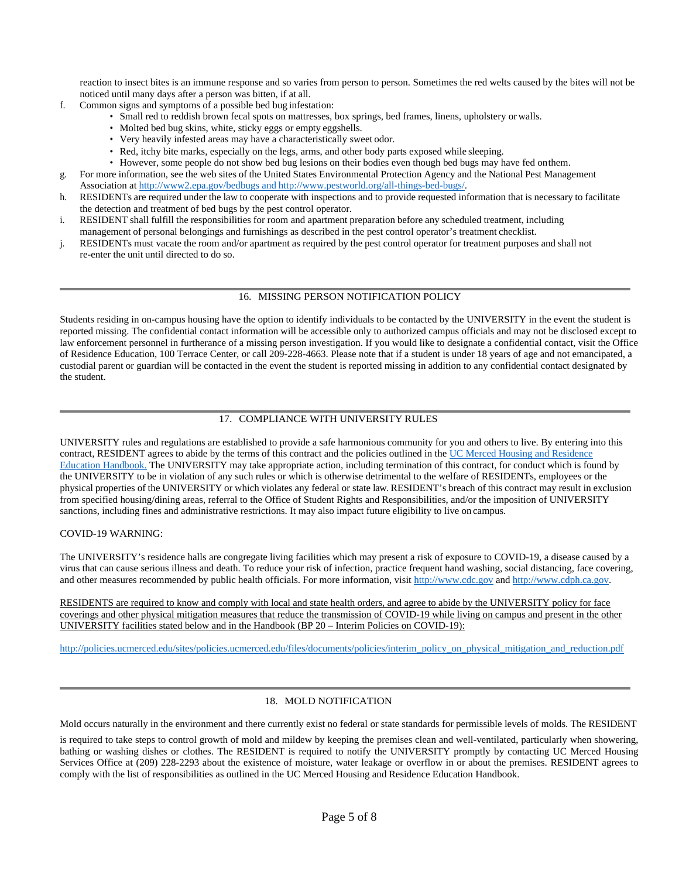reaction to insect bites is an immune response and so varies from person to person. Sometimes the red welts caused by the bites will not be noticed until many days after a person was bitten, if at all.

f. Common signs and symptoms of a possible bed bug infestation:
    - Small red to reddish brown fecal spots on mattresses, box springs, bed frames, linens, upholstery or walls.
    - Molted bed bug skins, white, sticky eggs or empty eggshells.
    - Very heavily infested areas may have a characteristically sweet odor.
    - Red, itchy bite marks, especially on the legs, arms, and other body parts exposed while sleeping.
    - However, some people do not show bed bug lesions on their bodies even though bed bugs may have fed on them.

g. For more information, see the web sites of the United States Environmental Protection Agency and the National Pest Management Association at http://www2.epa.gov/bedbugs and http://www.pestworld.org/all-things-bed-bugs/.

h. RESIDENTs are required under the law to cooperate with inspections and to provide requested information that is necessary to facilitate the detection and treatment of bed bugs by the pest control operator.

i. RESIDENT shall fulfill the responsibilities for room and apartment preparation before any scheduled treatment, including management of personal belongings and furnishings as described in the pest control operator's treatment checklist.

j. RESIDENTs must vacate the room and/or apartment as required by the pest control operator for treatment purposes and shall not re-enter the unit until directed to do so.

## 16. MISSING PERSON NOTIFICATION POLICY

Students residing in on-campus housing have the option to identify individuals to be contacted by the UNIVERSITY in the event the student is reported missing. The confidential contact information will be accessible only to authorized campus officials and may not be disclosed except to law enforcement personnel in furtherance of a missing person investigation. If you would like to designate a confidential contact, visit the Office of Residence Education, 100 Terrace Center, or call 209-228-4663. Please note that if a student is under 18 years of age and not emancipated, a custodial parent or guardian will be contacted in the event the student is reported missing in addition to any confidential contact designated by the student.

## 17. COMPLIANCE WITH UNIVERSITY RULES

UNIVERSITY rules and regulations are established to provide a safe harmonious community for you and others to live. By entering into this contract, RESIDENT agrees to abide by the terms of this contract and the policies outlined in the UC Merced Housing and Residence Education Handbook. The UNIVERSITY may take appropriate action, including termination of this contract, for conduct which is found by the UNIVERSITY to be in violation of any such rules or which is otherwise detrimental to the welfare of RESIDENTs, employees or the physical properties of the UNIVERSITY or which violates any federal or state law. RESIDENT's breach of this contract may result in exclusion from specified housing/dining areas, referral to the Office of Student Rights and Responsibilities, and/or the imposition of UNIVERSITY sanctions, including fines and administrative restrictions. It may also impact future eligibility to live on campus.

COVID-19 WARNING:

The UNIVERSITY's residence halls are congregate living facilities which may present a risk of exposure to COVID-19, a disease caused by a virus that can cause serious illness and death. To reduce your risk of infection, practice frequent hand washing, social distancing, face covering, and other measures recommended by public health officials. For more information, visit http://www.cdc.gov and http://www.cdph.ca.gov.

RESIDENTS are required to know and comply with local and state health orders, and agree to abide by the UNIVERSITY policy for face coverings and other physical mitigation measures that reduce the transmission of COVID-19 while living on campus and present in the other UNIVERSITY facilities stated below and in the Handbook (BP 20 – Interim Policies on COVID-19):

http://policies.ucmerced.edu/sites/policies.ucmerced.edu/files/documents/policies/interim_policy_on_physical_mitigation_and_reduction.pdf

## 18. MOLD NOTIFICATION

Mold occurs naturally in the environment and there currently exist no federal or state standards for permissible levels of molds. The RESIDENT is required to take steps to control growth of mold and mildew by keeping the premises clean and well-ventilated, particularly when showering, bathing or washing dishes or clothes. The RESIDENT is required to notify the UNIVERSITY promptly by contacting UC Merced Housing Services Office at (209) 228-2293 about the existence of moisture, water leakage or overflow in or about the premises. RESIDENT agrees to comply with the list of responsibilities as outlined in the UC Merced Housing and Residence Education Handbook.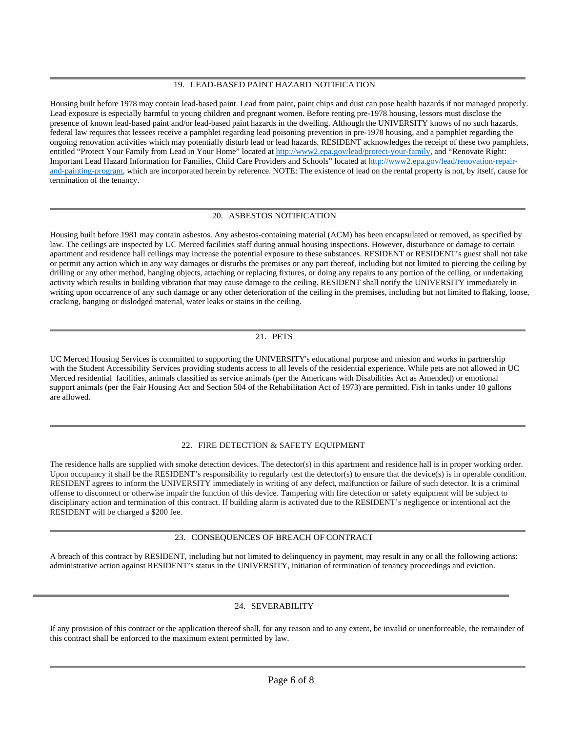## 19. LEAD-BASED PAINT HAZARD NOTIFICATION

Housing built before 1978 may contain lead-based paint. Lead from paint, paint chips and dust can pose health hazards if not managed properly. Lead exposure is especially harmful to young children and pregnant women. Before renting pre-1978 housing, lessors must disclose the presence of known lead-based paint and/or lead-based paint hazards in the dwelling. Although the UNIVERSITY knows of no such hazards, federal law requires that lessees receive a pamphlet regarding lead poisoning prevention in pre-1978 housing, and a pamphlet regarding the ongoing renovation activities which may potentially disturb lead or lead hazards. RESIDENT acknowledges the receipt of these two pamphlets, entitled "Protect Your Family from Lead in Your Home" located at http://www2.epa.gov/lead/protect-your-family, and "Renovate Right: Important Lead Hazard Information for Families, Child Care Providers and Schools" located at http://www2.epa.gov/lead/renovation-repair-and-painting-program, which are incorporated herein by reference. NOTE: The existence of lead on the rental property is not, by itself, cause for termination of the tenancy.

## 20. ASBESTOS NOTIFICATION

Housing built before 1981 may contain asbestos. Any asbestos-containing material (ACM) has been encapsulated or removed, as specified by law. The ceilings are inspected by UC Merced facilities staff during annual housing inspections. However, disturbance or damage to certain apartment and residence hall ceilings may increase the potential exposure to these substances. RESIDENT or RESIDENT's guest shall not take or permit any action which in any way damages or disturbs the premises or any part thereof, including but not limited to piercing the ceiling by drilling or any other method, hanging objects, attaching or replacing fixtures, or doing any repairs to any portion of the ceiling, or undertaking activity which results in building vibration that may cause damage to the ceiling. RESIDENT shall notify the UNIVERSITY immediately in writing upon occurrence of any such damage or any other deterioration of the ceiling in the premises, including but not limited to flaking, loose, cracking, hanging or dislodged material, water leaks or stains in the ceiling.

## 21. PETS

UC Merced Housing Services is committed to supporting the UNIVERSITY's educational purpose and mission and works in partnership with the Student Accessibility Services providing students access to all levels of the residential experience. While pets are not allowed in UC Merced residential facilities, animals classified as service animals (per the Americans with Disabilities Act as Amended) or emotional support animals (per the Fair Housing Act and Section 504 of the Rehabilitation Act of 1973) are permitted. Fish in tanks under 10 gallons are allowed.

## 22. FIRE DETECTION & SAFETY EQUIPMENT

The residence halls are supplied with smoke detection devices. The detector(s) in this apartment and residence hall is in proper working order. Upon occupancy it shall be the RESIDENT's responsibility to regularly test the detector(s) to ensure that the device(s) is in operable condition. RESIDENT agrees to inform the UNIVERSITY immediately in writing of any defect, malfunction or failure of such detector. It is a criminal offense to disconnect or otherwise impair the function of this device. Tampering with fire detection or safety equipment will be subject to disciplinary action and termination of this contract. If building alarm is activated due to the RESIDENT's negligence or intentional act the RESIDENT will be charged a $200 fee.

## 23. CONSEQUENCES OF BREACH OF CONTRACT

A breach of this contract by RESIDENT, including but not limited to delinquency in payment, may result in any or all the following actions: administrative action against RESIDENT's status in the UNIVERSITY, initiation of termination of tenancy proceedings and eviction.

## 24. SEVERABILITY

If any provision of this contract or the application thereof shall, for any reason and to any extent, be invalid or unenforceable, the remainder of this contract shall be enforced to the maximum extent permitted by law.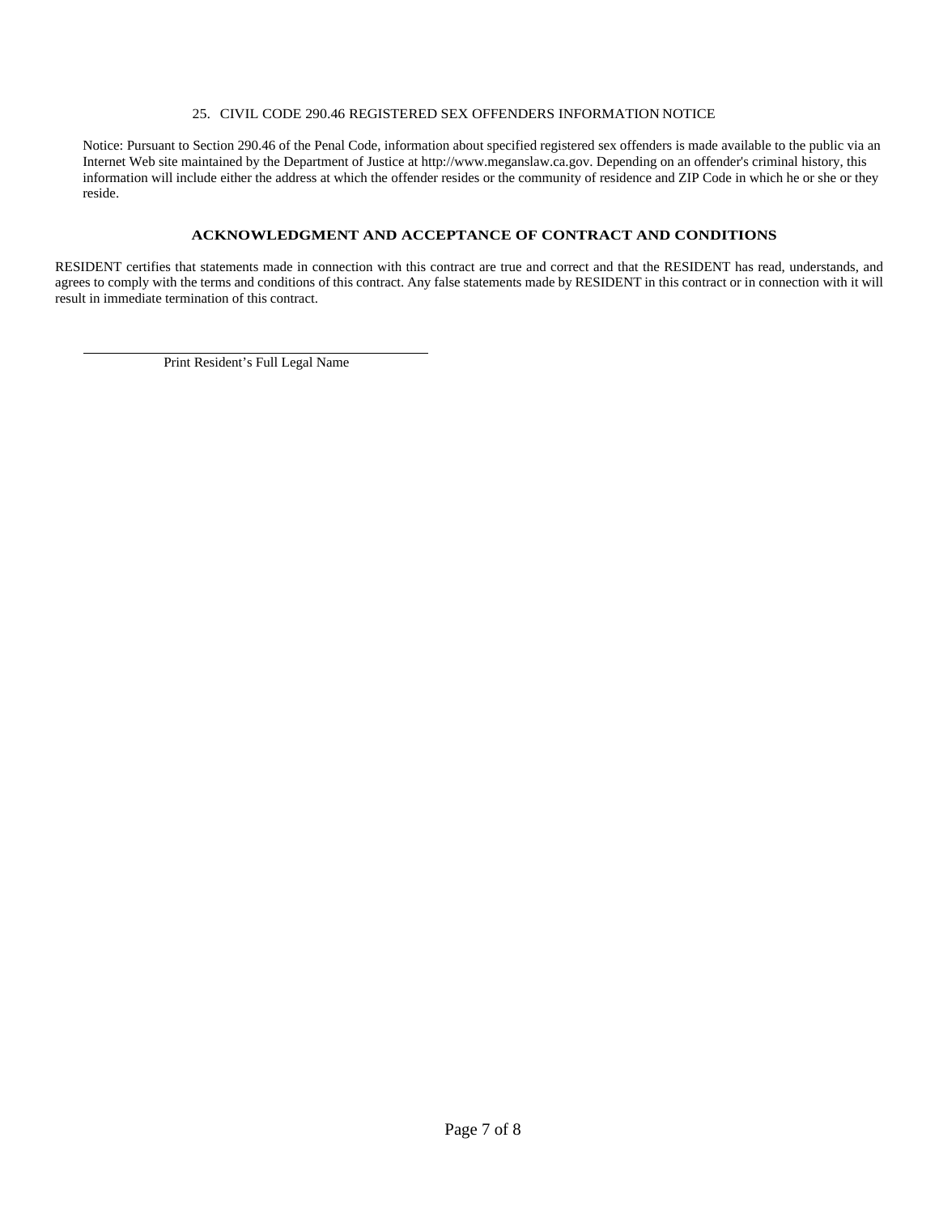25. CIVIL CODE 290.46 REGISTERED SEX OFFENDERS INFORMATION NOTICE

Notice: Pursuant to Section 290.46 of the Penal Code, information about specified registered sex offenders is made available to the public via an Internet Web site maintained by the Department of Justice at http://www.meganslaw.ca.gov. Depending on an offender's criminal history, this information will include either the address at which the offender resides or the community of residence and ZIP Code in which he or she or they reside.

## ACKNOWLEDGMENT AND ACCEPTANCE OF CONTRACT AND CONDITIONS

RESIDENT certifies that statements made in connection with this contract are true and correct and that the RESIDENT has read, understands, and agrees to comply with the terms and conditions of this contract. Any false statements made by RESIDENT in this contract or in connection with it will result in immediate termination of this contract.

\_\_\_\_\_\_\_\_\_\_\_\_\_\_\_\_\_\_\_\_\_\_\_\_\_\_\_\_\_\_\_\_\_\_\_\_\_\_\_\_

Print Resident's Full Legal Name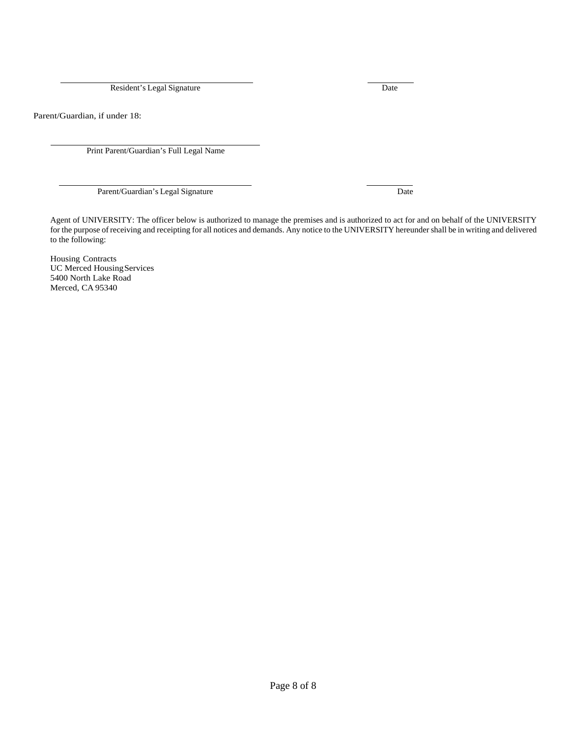\_\_\_\_\_\_\_\_\_\_\_\_\_\_\_\_\_\_\_\_\_\_\_\_\_\_\_\_\_\_\_\_\_\_\_\_\_\_\_\_ \_\_\_\_\_\_\_\_\_\_
Resident's Legal Signature Date

Parent/Guardian, if under 18:

\_\_\_\_\_\_\_\_\_\_\_\_\_\_\_\_\_\_\_\_\_\_\_\_\_\_\_\_\_\_\_\_\_\_\_\_\_\_\_\_
Print Parent/Guardian's Full Legal Name

\_\_\_\_\_\_\_\_\_\_\_\_\_\_\_\_\_\_\_\_\_\_\_\_\_\_\_\_\_\_\_\_\_\_\_\_\_\_\_\_ \_\_\_\_\_\_\_\_\_\_
Parent/Guardian's Legal Signature Date

Agent of UNIVERSITY: The officer below is authorized to manage the premises and is authorized to act for and on behalf of the UNIVERSITY for the purpose of receiving and receipting for all notices and demands. Any notice to the UNIVERSITY hereunder shall be in writing and delivered to the following:

Housing Contracts
UC Merced Housing Services
5400 North Lake Road
Merced, CA 95340